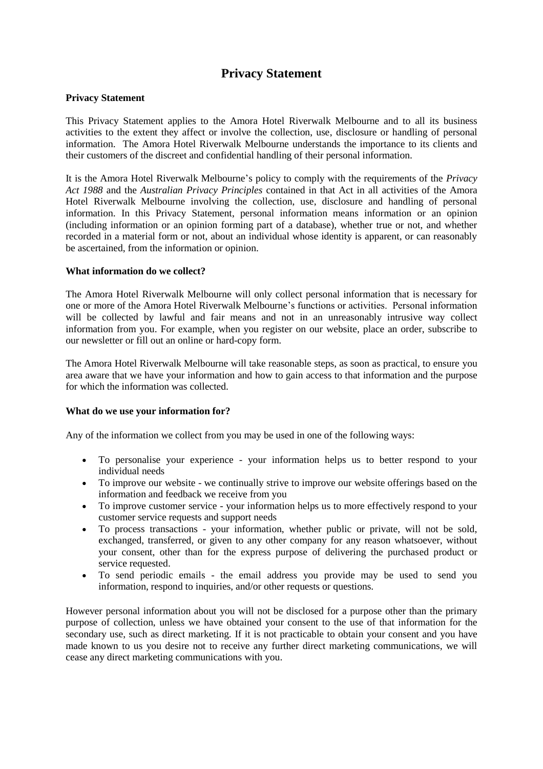# Privacy Statement

**Privacy Statement**

This Privacy Statement applies to the Amora Hotel Riverwalk Melbourne and to all its business activities to the extent they affect or involve the collection, use, disclosure or handling of personal information. The Amora Hotel Riverwalk Melbourne understands the importance to its clients and their customers of the discreet and confidential handling of their personal information.

It is the Amora Hotel Riverwalk Melbourne's policy to comply with the requirements of the *Privacy Act 1988* and the *Australian Privacy Principles* contained in that Act in all activities of the Amora Hotel Riverwalk Melbourne involving the collection, use, disclosure and handling of personal information. In this Privacy Statement, personal information means information or an opinion (including information or an opinion forming part of a database), whether true or not, and whether recorded in a material form or not, about an individual whose identity is apparent, or can reasonably be ascertained, from the information or opinion.

**What information do we collect?**

The Amora Hotel Riverwalk Melbourne will only collect personal information that is necessary for one or more of the Amora Hotel Riverwalk Melbourne's functions or activities. Personal information will be collected by lawful and fair means and not in an unreasonably intrusive way collect information from you. For example, when you register on our website, place an order, subscribe to our newsletter or fill out an online or hard-copy form.

The Amora Hotel Riverwalk Melbourne will take reasonable steps, as soon as practical, to ensure you area aware that we have your information and how to gain access to that information and the purpose for which the information was collected.

**What do we use your information for?**

Any of the information we collect from you may be used in one of the following ways:

- To personalise your experience - your information helps us to better respond to your individual needs
- To improve our website - we continually strive to improve our website offerings based on the information and feedback we receive from you
- To improve customer service - your information helps us to more effectively respond to your customer service requests and support needs
- To process transactions - your information, whether public or private, will not be sold, exchanged, transferred, or given to any other company for any reason whatsoever, without your consent, other than for the express purpose of delivering the purchased product or service requested.
- To send periodic emails - the email address you provide may be used to send you information, respond to inquiries, and/or other requests or questions.

However personal information about you will not be disclosed for a purpose other than the primary purpose of collection, unless we have obtained your consent to the use of that information for the secondary use, such as direct marketing. If it is not practicable to obtain your consent and you have made known to us you desire not to receive any further direct marketing communications, we will cease any direct marketing communications with you.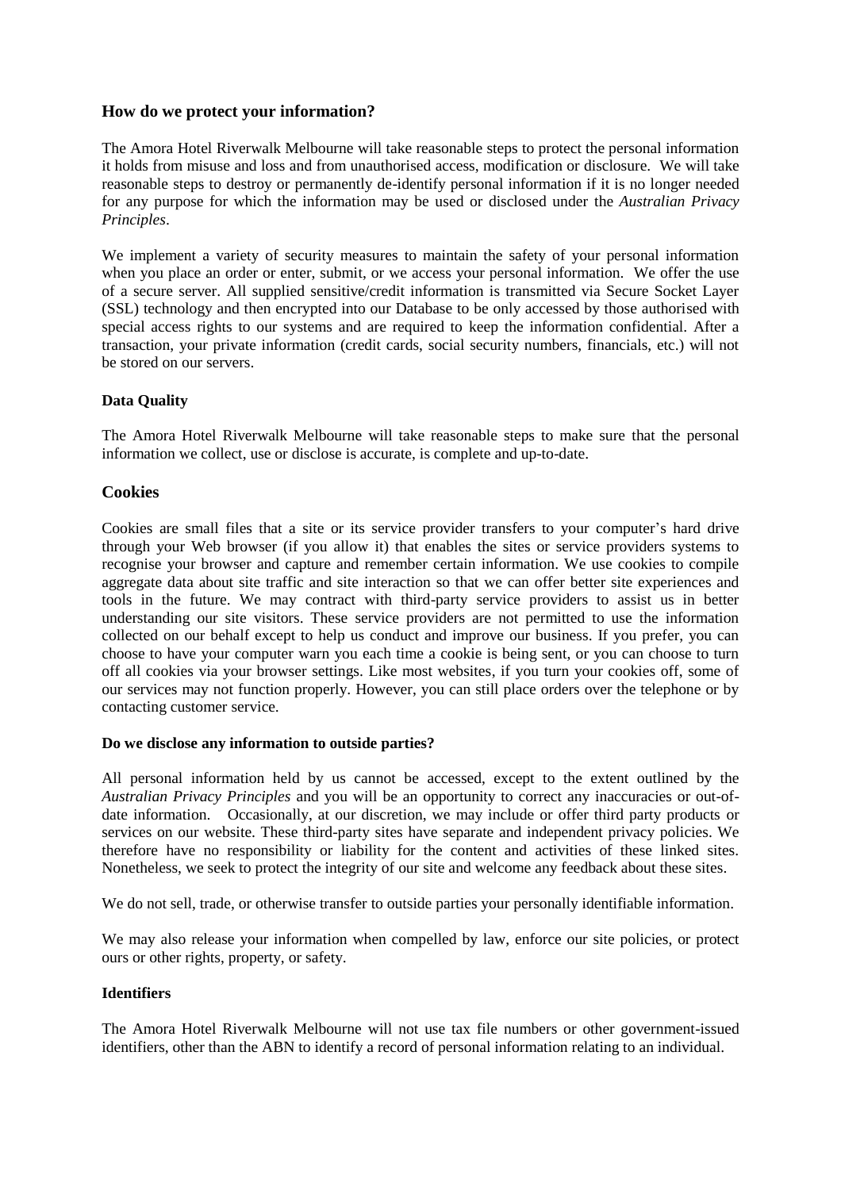## How do we protect your information?

The Amora Hotel Riverwalk Melbourne will take reasonable steps to protect the personal information it holds from misuse and loss and from unauthorised access, modification or disclosure. We will take reasonable steps to destroy or permanently de-identify personal information if it is no longer needed for any purpose for which the information may be used or disclosed under the *Australian Privacy Principles*.

We implement a variety of security measures to maintain the safety of your personal information when you place an order or enter, submit, or we access your personal information. We offer the use of a secure server. All supplied sensitive/credit information is transmitted via Secure Socket Layer (SSL) technology and then encrypted into our Database to be only accessed by those authorised with special access rights to our systems and are required to keep the information confidential. After a transaction, your private information (credit cards, social security numbers, financials, etc.) will not be stored on our servers.

**Data Quality**

The Amora Hotel Riverwalk Melbourne will take reasonable steps to make sure that the personal information we collect, use or disclose is accurate, is complete and up-to-date.

## Cookies

Cookies are small files that a site or its service provider transfers to your computer's hard drive through your Web browser (if you allow it) that enables the sites or service providers systems to recognise your browser and capture and remember certain information. We use cookies to compile aggregate data about site traffic and site interaction so that we can offer better site experiences and tools in the future. We may contract with third-party service providers to assist us in better understanding our site visitors. These service providers are not permitted to use the information collected on our behalf except to help us conduct and improve our business. If you prefer, you can choose to have your computer warn you each time a cookie is being sent, or you can choose to turn off all cookies via your browser settings. Like most websites, if you turn your cookies off, some of our services may not function properly. However, you can still place orders over the telephone or by contacting customer service.

**Do we disclose any information to outside parties?**

All personal information held by us cannot be accessed, except to the extent outlined by the *Australian Privacy Principles* and you will be an opportunity to correct any inaccuracies or out-of-date information. Occasionally, at our discretion, we may include or offer third party products or services on our website. These third-party sites have separate and independent privacy policies. We therefore have no responsibility or liability for the content and activities of these linked sites. Nonetheless, we seek to protect the integrity of our site and welcome any feedback about these sites.

We do not sell, trade, or otherwise transfer to outside parties your personally identifiable information.

We may also release your information when compelled by law, enforce our site policies, or protect ours or other rights, property, or safety.

**Identifiers**

The Amora Hotel Riverwalk Melbourne will not use tax file numbers or other government-issued identifiers, other than the ABN to identify a record of personal information relating to an individual.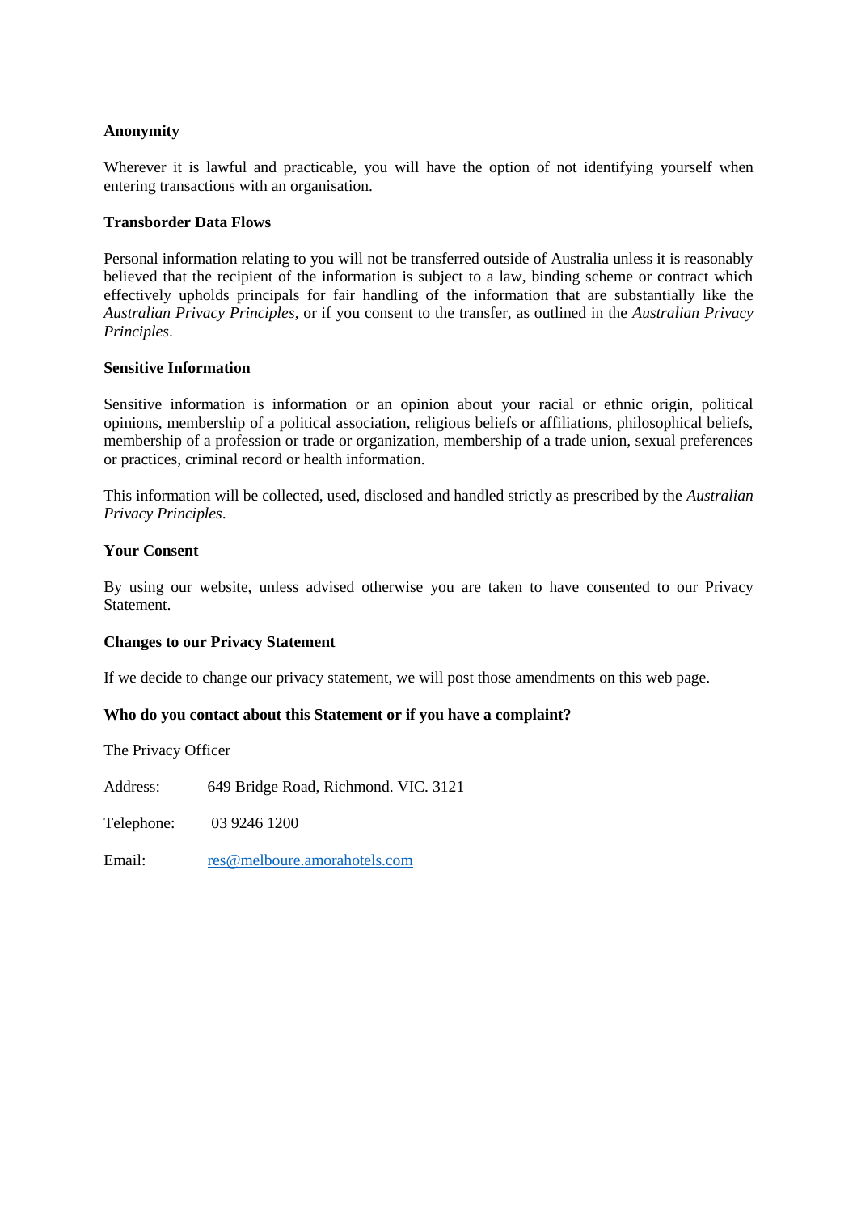**Anonymity**

Wherever it is lawful and practicable, you will have the option of not identifying yourself when entering transactions with an organisation.

**Transborder Data Flows**

Personal information relating to you will not be transferred outside of Australia unless it is reasonably believed that the recipient of the information is subject to a law, binding scheme or contract which effectively upholds principals for fair handling of the information that are substantially like the *Australian Privacy Principles*, or if you consent to the transfer, as outlined in the *Australian Privacy Principles*.

**Sensitive Information**

Sensitive information is information or an opinion about your racial or ethnic origin, political opinions, membership of a political association, religious beliefs or affiliations, philosophical beliefs, membership of a profession or trade or organization, membership of a trade union, sexual preferences or practices, criminal record or health information.

This information will be collected, used, disclosed and handled strictly as prescribed by the *Australian Privacy Principles*.

**Your Consent**

By using our website, unless advised otherwise you are taken to have consented to our Privacy Statement.

**Changes to our Privacy Statement**

If we decide to change our privacy statement, we will post those amendments on this web page.

**Who do you contact about this Statement or if you have a complaint?**

The Privacy Officer

Address: 649 Bridge Road, Richmond. VIC. 3121

Telephone: 03 9246 1200

Email: res@melboure.amorahotels.com